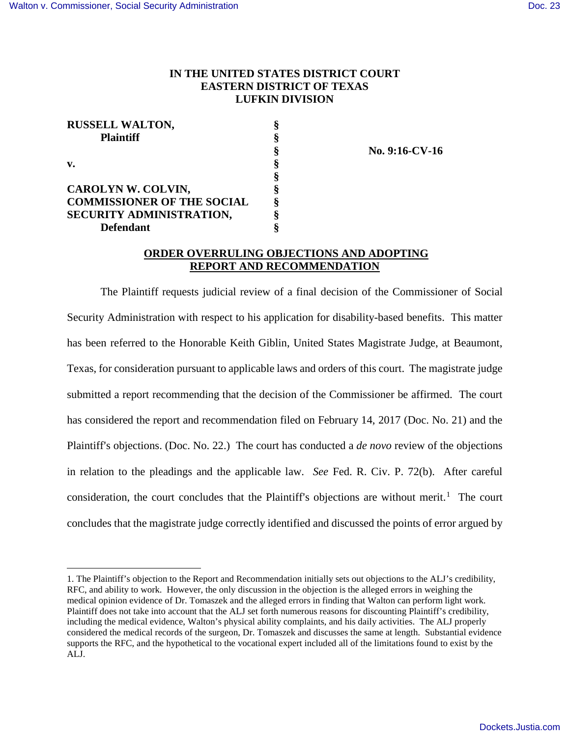**IN THE UNITED STATES DISTRICT COURT**
**EASTERN DISTRICT OF TEXAS**
**LUFKIN DIVISION**

| | | |
|---|---|---|
| **RUSSELL WALTON,** | § | |
| **Plaintiff** | § | |
| | § | **No. 9:16-CV-16** |
| **v.** | § | |
| | § | |
| **CAROLYN W. COLVIN,** | § | |
| **COMMISSIONER OF THE SOCIAL** | § | |
| **SECURITY ADMINISTRATION,** | § | |
| **Defendant** | § | |

**ORDER OVERRULING OBJECTIONS AND ADOPTING REPORT AND RECOMMENDATION**

The Plaintiff requests judicial review of a final decision of the Commissioner of Social Security Administration with respect to his application for disability-based benefits. This matter has been referred to the Honorable Keith Giblin, United States Magistrate Judge, at Beaumont, Texas, for consideration pursuant to applicable laws and orders of this court. The magistrate judge submitted a report recommending that the decision of the Commissioner be affirmed. The court has considered the report and recommendation filed on February 14, 2017 (Doc. No. 21) and the Plaintiff's objections. (Doc. No. 22.) The court has conducted a *de novo* review of the objections in relation to the pleadings and the applicable law. *See* Fed. R. Civ. P. 72(b). After careful consideration, the court concludes that the Plaintiff's objections are without merit.[1] The court concludes that the magistrate judge correctly identified and discussed the points of error argued by

---

1. The Plaintiff's objection to the Report and Recommendation initially sets out objections to the ALJ's credibility, RFC, and ability to work. However, the only discussion in the objection is the alleged errors in weighing the medical opinion evidence of Dr. Tomaszek and the alleged errors in finding that Walton can perform light work. Plaintiff does not take into account that the ALJ set forth numerous reasons for discounting Plaintiff's credibility, including the medical evidence, Walton's physical ability complaints, and his daily activities. The ALJ properly considered the medical records of the surgeon, Dr. Tomaszek and discusses the same at length. Substantial evidence supports the RFC, and the hypothetical to the vocational expert included all of the limitations found to exist by the ALJ.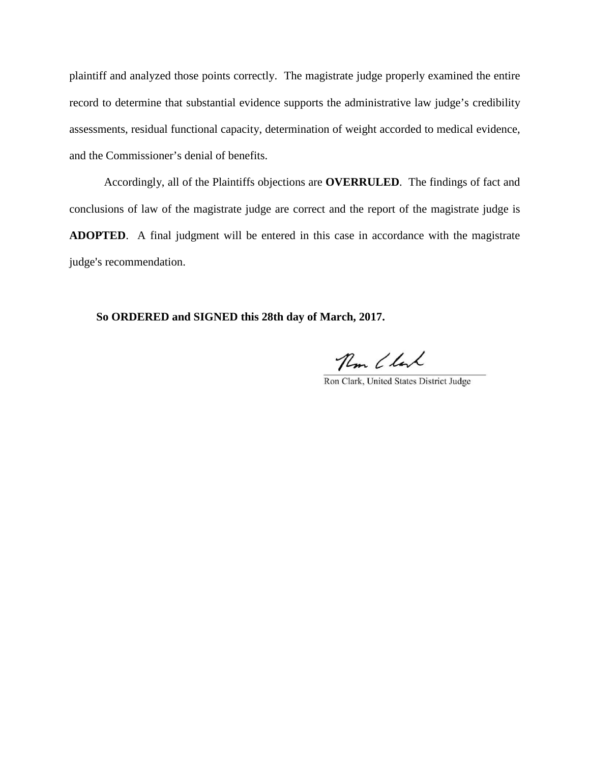plaintiff and analyzed those points correctly. The magistrate judge properly examined the entire record to determine that substantial evidence supports the administrative law judge's credibility assessments, residual functional capacity, determination of weight accorded to medical evidence, and the Commissioner's denial of benefits.

Accordingly, all of the Plaintiffs objections are **OVERRULED**. The findings of fact and conclusions of law of the magistrate judge are correct and the report of the magistrate judge is **ADOPTED**. A final judgment will be entered in this case in accordance with the magistrate judge's recommendation.

**So ORDERED and SIGNED this 28th day of March, 2017.**

Ron Clark, United States District Judge